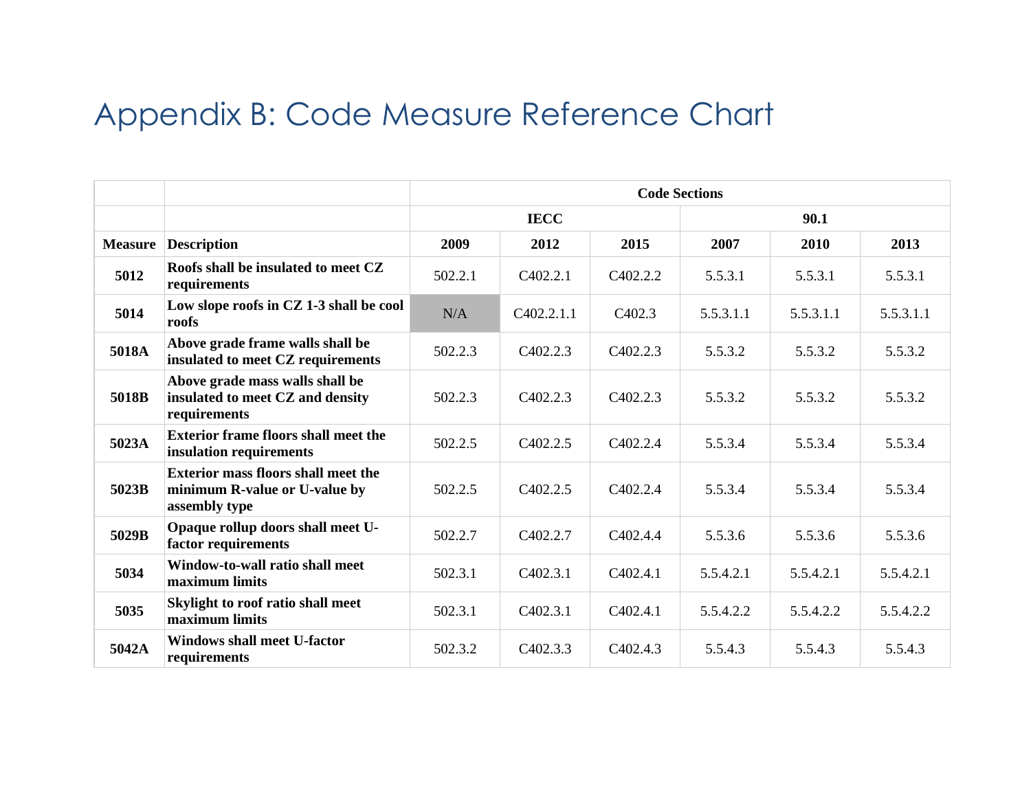# Appendix B: Code Measure Reference Chart

| | | Code Sections | | | | | |
|---|---|---|---|---|---|---|---|
| | | IECC | | | 90.1 | | |
| **Measure** | **Description** | **2009** | **2012** | **2015** | **2007** | **2010** | **2013** |
| **5012** | **Roofs shall be insulated to meet CZ requirements** | 502.2.1 | C402.2.1 | C402.2.2 | 5.5.3.1 | 5.5.3.1 | 5.5.3.1 |
| **5014** | **Low slope roofs in CZ 1-3 shall be cool roofs** | N/A | C402.2.1.1 | C402.3 | 5.5.3.1.1 | 5.5.3.1.1 | 5.5.3.1.1 |
| **5018A** | **Above grade frame walls shall be insulated to meet CZ requirements** | 502.2.3 | C402.2.3 | C402.2.3 | 5.5.3.2 | 5.5.3.2 | 5.5.3.2 |
| **5018B** | **Above grade mass walls shall be insulated to meet CZ and density requirements** | 502.2.3 | C402.2.3 | C402.2.3 | 5.5.3.2 | 5.5.3.2 | 5.5.3.2 |
| **5023A** | **Exterior frame floors shall meet the insulation requirements** | 502.2.5 | C402.2.5 | C402.2.4 | 5.5.3.4 | 5.5.3.4 | 5.5.3.4 |
| **5023B** | **Exterior mass floors shall meet the minimum R-value or U-value by assembly type** | 502.2.5 | C402.2.5 | C402.2.4 | 5.5.3.4 | 5.5.3.4 | 5.5.3.4 |
| **5029B** | **Opaque rollup doors shall meet U-factor requirements** | 502.2.7 | C402.2.7 | C402.4.4 | 5.5.3.6 | 5.5.3.6 | 5.5.3.6 |
| **5034** | **Window-to-wall ratio shall meet maximum limits** | 502.3.1 | C402.3.1 | C402.4.1 | 5.5.4.2.1 | 5.5.4.2.1 | 5.5.4.2.1 |
| **5035** | **Skylight to roof ratio shall meet maximum limits** | 502.3.1 | C402.3.1 | C402.4.1 | 5.5.4.2.2 | 5.5.4.2.2 | 5.5.4.2.2 |
| **5042A** | **Windows shall meet U-factor requirements** | 502.3.2 | C402.3.3 | C402.4.3 | 5.5.4.3 | 5.5.4.3 | 5.5.4.3 |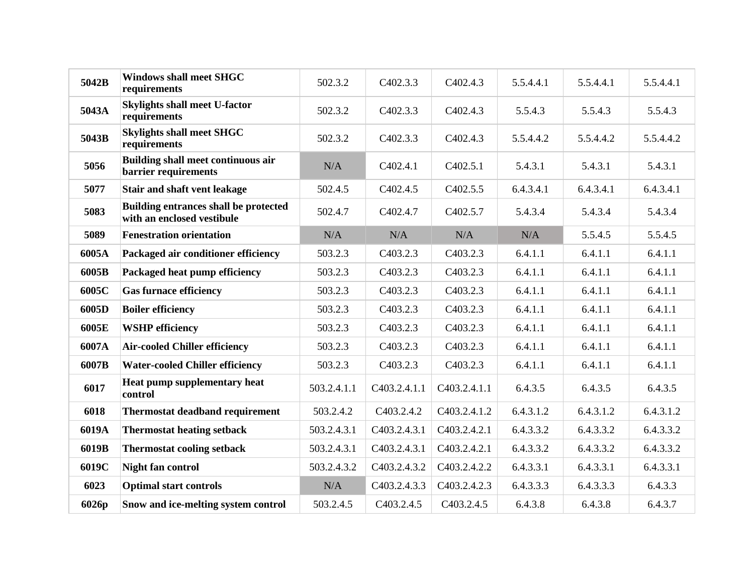| | | | | | | | |
|---|---|---|---|---|---|---|---|
| **5042B** | **Windows shall meet SHGC requirements** | 502.3.2 | C402.3.3 | C402.4.3 | 5.5.4.4.1 | 5.5.4.4.1 | 5.5.4.4.1 |
| **5043A** | **Skylights shall meet U-factor requirements** | 502.3.2 | C402.3.3 | C402.4.3 | 5.5.4.3 | 5.5.4.3 | 5.5.4.3 |
| **5043B** | **Skylights shall meet SHGC requirements** | 502.3.2 | C402.3.3 | C402.4.3 | 5.5.4.4.2 | 5.5.4.4.2 | 5.5.4.4.2 |
| **5056** | **Building shall meet continuous air barrier requirements** | N/A | C402.4.1 | C402.5.1 | 5.4.3.1 | 5.4.3.1 | 5.4.3.1 |
| **5077** | **Stair and shaft vent leakage** | 502.4.5 | C402.4.5 | C402.5.5 | 6.4.3.4.1 | 6.4.3.4.1 | 6.4.3.4.1 |
| **5083** | **Building entrances shall be protected with an enclosed vestibule** | 502.4.7 | C402.4.7 | C402.5.7 | 5.4.3.4 | 5.4.3.4 | 5.4.3.4 |
| **5089** | **Fenestration orientation** | N/A | N/A | N/A | N/A | 5.5.4.5 | 5.5.4.5 |
| **6005A** | **Packaged air conditioner efficiency** | 503.2.3 | C403.2.3 | C403.2.3 | 6.4.1.1 | 6.4.1.1 | 6.4.1.1 |
| **6005B** | **Packaged heat pump efficiency** | 503.2.3 | C403.2.3 | C403.2.3 | 6.4.1.1 | 6.4.1.1 | 6.4.1.1 |
| **6005C** | **Gas furnace efficiency** | 503.2.3 | C403.2.3 | C403.2.3 | 6.4.1.1 | 6.4.1.1 | 6.4.1.1 |
| **6005D** | **Boiler efficiency** | 503.2.3 | C403.2.3 | C403.2.3 | 6.4.1.1 | 6.4.1.1 | 6.4.1.1 |
| **6005E** | **WSHP efficiency** | 503.2.3 | C403.2.3 | C403.2.3 | 6.4.1.1 | 6.4.1.1 | 6.4.1.1 |
| **6007A** | **Air-cooled Chiller efficiency** | 503.2.3 | C403.2.3 | C403.2.3 | 6.4.1.1 | 6.4.1.1 | 6.4.1.1 |
| **6007B** | **Water-cooled Chiller efficiency** | 503.2.3 | C403.2.3 | C403.2.3 | 6.4.1.1 | 6.4.1.1 | 6.4.1.1 |
| **6017** | **Heat pump supplementary heat control** | 503.2.4.1.1 | C403.2.4.1.1 | C403.2.4.1.1 | 6.4.3.5 | 6.4.3.5 | 6.4.3.5 |
| **6018** | **Thermostat deadband requirement** | 503.2.4.2 | C403.2.4.2 | C403.2.4.1.2 | 6.4.3.1.2 | 6.4.3.1.2 | 6.4.3.1.2 |
| **6019A** | **Thermostat heating setback** | 503.2.4.3.1 | C403.2.4.3.1 | C403.2.4.2.1 | 6.4.3.3.2 | 6.4.3.3.2 | 6.4.3.3.2 |
| **6019B** | **Thermostat cooling setback** | 503.2.4.3.1 | C403.2.4.3.1 | C403.2.4.2.1 | 6.4.3.3.2 | 6.4.3.3.2 | 6.4.3.3.2 |
| **6019C** | **Night fan control** | 503.2.4.3.2 | C403.2.4.3.2 | C403.2.4.2.2 | 6.4.3.3.1 | 6.4.3.3.1 | 6.4.3.3.1 |
| **6023** | **Optimal start controls** | N/A | C403.2.4.3.3 | C403.2.4.2.3 | 6.4.3.3.3 | 6.4.3.3.3 | 6.4.3.3 |
| **6026p** | **Snow and ice-melting system control** | 503.2.4.5 | C403.2.4.5 | C403.2.4.5 | 6.4.3.8 | 6.4.3.8 | 6.4.3.7 |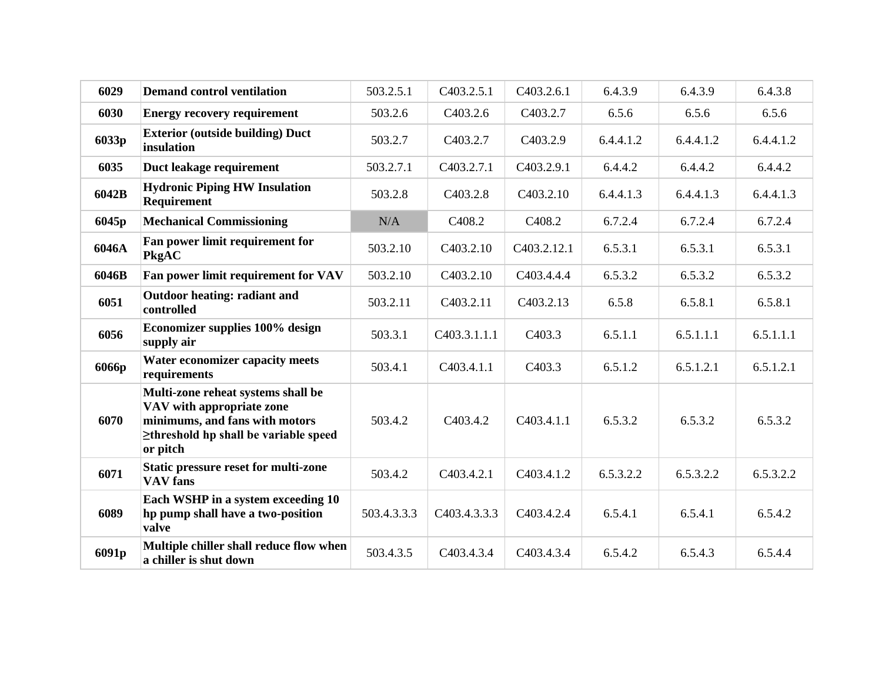| | | | | | | | |
|---|---|---|---|---|---|---|---|
| **6029** | **Demand control ventilation** | 503.2.5.1 | C403.2.5.1 | C403.2.6.1 | 6.4.3.9 | 6.4.3.9 | 6.4.3.8 |
| **6030** | **Energy recovery requirement** | 503.2.6 | C403.2.6 | C403.2.7 | 6.5.6 | 6.5.6 | 6.5.6 |
| **6033p** | **Exterior (outside building) Duct insulation** | 503.2.7 | C403.2.7 | C403.2.9 | 6.4.4.1.2 | 6.4.4.1.2 | 6.4.4.1.2 |
| **6035** | **Duct leakage requirement** | 503.2.7.1 | C403.2.7.1 | C403.2.9.1 | 6.4.4.2 | 6.4.4.2 | 6.4.4.2 |
| **6042B** | **Hydronic Piping HW Insulation Requirement** | 503.2.8 | C403.2.8 | C403.2.10 | 6.4.4.1.3 | 6.4.4.1.3 | 6.4.4.1.3 |
| **6045p** | **Mechanical Commissioning** | N/A | C408.2 | C408.2 | 6.7.2.4 | 6.7.2.4 | 6.7.2.4 |
| **6046A** | **Fan power limit requirement for PkgAC** | 503.2.10 | C403.2.10 | C403.2.12.1 | 6.5.3.1 | 6.5.3.1 | 6.5.3.1 |
| **6046B** | **Fan power limit requirement for VAV** | 503.2.10 | C403.2.10 | C403.4.4.4 | 6.5.3.2 | 6.5.3.2 | 6.5.3.2 |
| **6051** | **Outdoor heating: radiant and controlled** | 503.2.11 | C403.2.11 | C403.2.13 | 6.5.8 | 6.5.8.1 | 6.5.8.1 |
| **6056** | **Economizer supplies 100% design supply air** | 503.3.1 | C403.3.1.1.1 | C403.3 | 6.5.1.1 | 6.5.1.1.1 | 6.5.1.1.1 |
| **6066p** | **Water economizer capacity meets requirements** | 503.4.1 | C403.4.1.1 | C403.3 | 6.5.1.2 | 6.5.1.2.1 | 6.5.1.2.1 |
| **6070** | **Multi-zone reheat systems shall be VAV with appropriate zone minimums, and fans with motors ≥threshold hp shall be variable speed or pitch** | 503.4.2 | C403.4.2 | C403.4.1.1 | 6.5.3.2 | 6.5.3.2 | 6.5.3.2 |
| **6071** | **Static pressure reset for multi-zone VAV fans** | 503.4.2 | C403.4.2.1 | C403.4.1.2 | 6.5.3.2.2 | 6.5.3.2.2 | 6.5.3.2.2 |
| **6089** | **Each WSHP in a system exceeding 10 hp pump shall have a two-position valve** | 503.4.3.3.3 | C403.4.3.3.3 | C403.4.2.4 | 6.5.4.1 | 6.5.4.1 | 6.5.4.2 |
| **6091p** | **Multiple chiller shall reduce flow when a chiller is shut down** | 503.4.3.5 | C403.4.3.4 | C403.4.3.4 | 6.5.4.2 | 6.5.4.3 | 6.5.4.4 |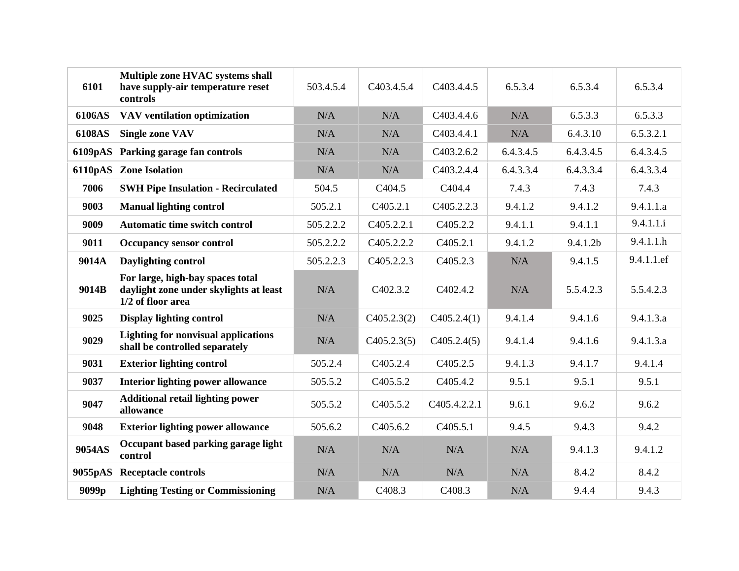| | | | | | | | |
|---|---|---|---|---|---|---|---|
| **6101** | **Multiple zone HVAC systems shall have supply-air temperature reset controls** | 503.4.5.4 | C403.4.5.4 | C403.4.4.5 | 6.5.3.4 | 6.5.3.4 | 6.5.3.4 |
| **6106AS** | **VAV ventilation optimization** | N/A | N/A | C403.4.4.6 | N/A | 6.5.3.3 | 6.5.3.3 |
| **6108AS** | **Single zone VAV** | N/A | N/A | C403.4.4.1 | N/A | 6.4.3.10 | 6.5.3.2.1 |
| **6109pAS** | **Parking garage fan controls** | N/A | N/A | C403.2.6.2 | 6.4.3.4.5 | 6.4.3.4.5 | 6.4.3.4.5 |
| **6110pAS** | **Zone Isolation** | N/A | N/A | C403.2.4.4 | 6.4.3.3.4 | 6.4.3.3.4 | 6.4.3.3.4 |
| **7006** | **SWH Pipe Insulation - Recirculated** | 504.5 | C404.5 | C404.4 | 7.4.3 | 7.4.3 | 7.4.3 |
| **9003** | **Manual lighting control** | 505.2.1 | C405.2.1 | C405.2.2.3 | 9.4.1.2 | 9.4.1.2 | 9.4.1.1.a |
| **9009** | **Automatic time switch control** | 505.2.2.2 | C405.2.2.1 | C405.2.2 | 9.4.1.1 | 9.4.1.1 | 9.4.1.1.i |
| **9011** | **Occupancy sensor control** | 505.2.2.2 | C405.2.2.2 | C405.2.1 | 9.4.1.2 | 9.4.1.2b | 9.4.1.1.h |
| **9014A** | **Daylighting control** | 505.2.2.3 | C405.2.2.3 | C405.2.3 | N/A | 9.4.1.5 | 9.4.1.1.ef |
| **9014B** | **For large, high-bay spaces total daylight zone under skylights at least 1/2 of floor area** | N/A | C402.3.2 | C402.4.2 | N/A | 5.5.4.2.3 | 5.5.4.2.3 |
| **9025** | **Display lighting control** | N/A | C405.2.3(2) | C405.2.4(1) | 9.4.1.4 | 9.4.1.6 | 9.4.1.3.a |
| **9029** | **Lighting for nonvisual applications shall be controlled separately** | N/A | C405.2.3(5) | C405.2.4(5) | 9.4.1.4 | 9.4.1.6 | 9.4.1.3.a |
| **9031** | **Exterior lighting control** | 505.2.4 | C405.2.4 | C405.2.5 | 9.4.1.3 | 9.4.1.7 | 9.4.1.4 |
| **9037** | **Interior lighting power allowance** | 505.5.2 | C405.5.2 | C405.4.2 | 9.5.1 | 9.5.1 | 9.5.1 |
| **9047** | **Additional retail lighting power allowance** | 505.5.2 | C405.5.2 | C405.4.2.2.1 | 9.6.1 | 9.6.2 | 9.6.2 |
| **9048** | **Exterior lighting power allowance** | 505.6.2 | C405.6.2 | C405.5.1 | 9.4.5 | 9.4.3 | 9.4.2 |
| **9054AS** | **Occupant based parking garage light control** | N/A | N/A | N/A | N/A | 9.4.1.3 | 9.4.1.2 |
| **9055pAS** | **Receptacle controls** | N/A | N/A | N/A | N/A | 8.4.2 | 8.4.2 |
| **9099p** | **Lighting Testing or Commissioning** | N/A | C408.3 | C408.3 | N/A | 9.4.4 | 9.4.3 |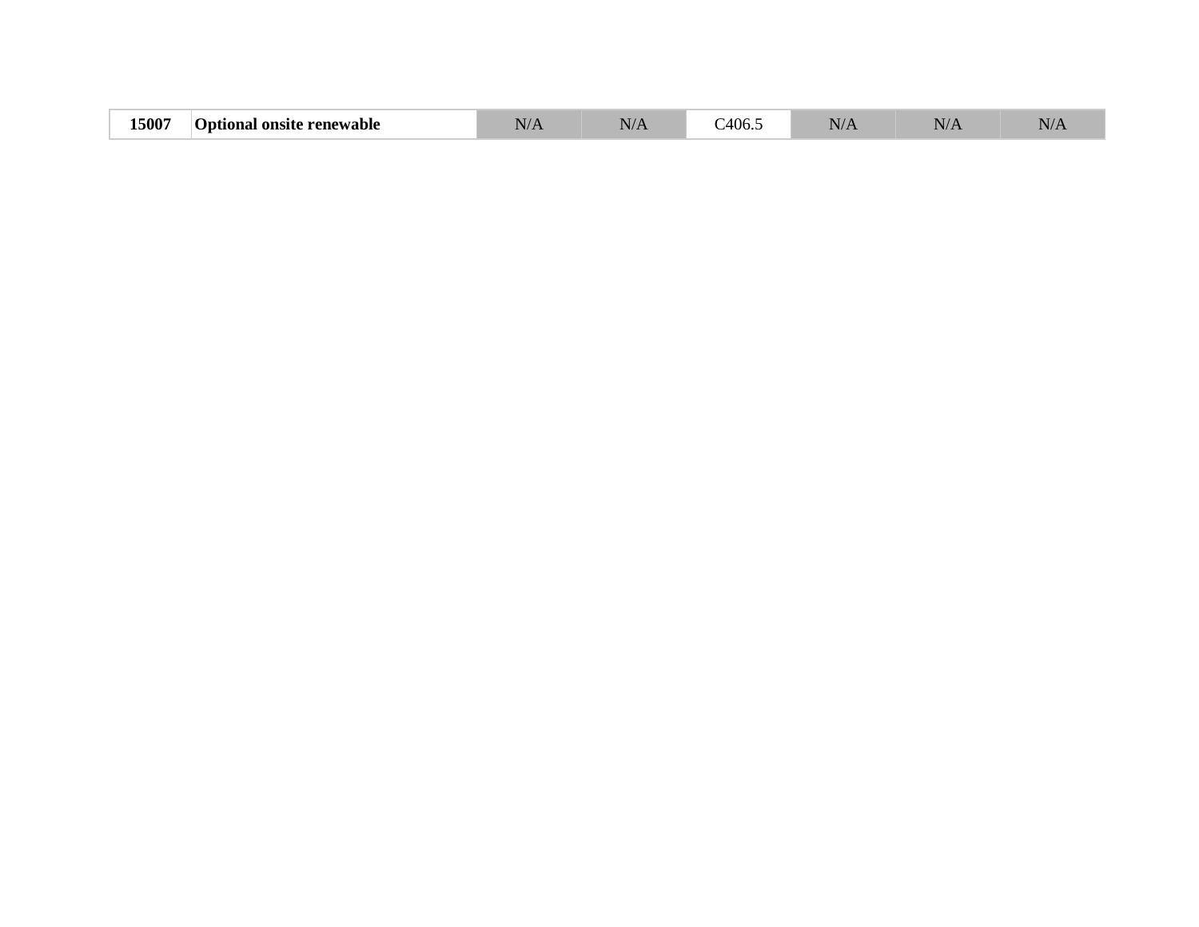| | | | | | | | |
|---|---|---|---|---|---|---|---|
| **15007** | **Optional onsite renewable** | N/A | N/A | C406.5 | N/A | N/A | N/A |